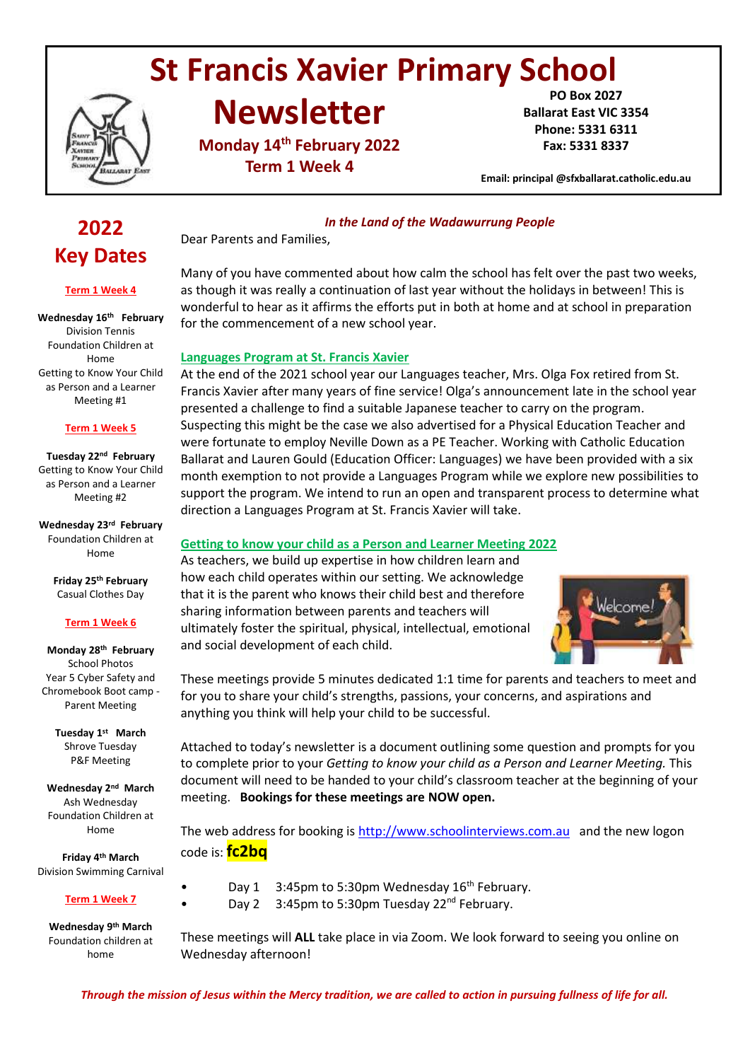# St Francis Xavier Primary School Newsletter

**Monday 14th February 2022**
**Term 1 Week 4**

**PO Box 2027**
**Ballarat East VIC 3354**
**Phone: 5331 6311**
**Fax: 5331 8337**

**Email: principal @sfxballarat.catholic.edu.au**

## 2022 Key Dates

**Term 1 Week 4**

**Wednesday 16th February**
Division Tennis
Foundation Children at Home
Getting to Know Your Child as Person and a Learner Meeting #1

**Term 1 Week 5**

**Tuesday 22nd February**
Getting to Know Your Child as Person and a Learner Meeting #2

**Wednesday 23rd February**
Foundation Children at Home

**Friday 25th February**
Casual Clothes Day

**Term 1 Week 6**

**Monday 28th February**
School Photos
Year 5 Cyber Safety and Chromebook Boot camp - Parent Meeting

**Tuesday 1st March**
Shrove Tuesday
P&F Meeting

**Wednesday 2nd March**
Ash Wednesday
Foundation Children at Home

**Friday 4th March**
Division Swimming Carnival

**Term 1 Week 7**

**Wednesday 9th March**
Foundation children at home

***In the Land of the Wadawurrung People***

Dear Parents and Families,

Many of you have commented about how calm the school has felt over the past two weeks, as though it was really a continuation of last year without the holidays in between! This is wonderful to hear as it affirms the efforts put in both at home and at school in preparation for the commencement of a new school year.

### Languages Program at St. Francis Xavier

At the end of the 2021 school year our Languages teacher, Mrs. Olga Fox retired from St. Francis Xavier after many years of fine service! Olga's announcement late in the school year presented a challenge to find a suitable Japanese teacher to carry on the program. Suspecting this might be the case we also advertised for a Physical Education Teacher and were fortunate to employ Neville Down as a PE Teacher. Working with Catholic Education Ballarat and Lauren Gould (Education Officer: Languages) we have been provided with a six month exemption to not provide a Languages Program while we explore new possibilities to support the program. We intend to run an open and transparent process to determine what direction a Languages Program at St. Francis Xavier will take.

### Getting to know your child as a Person and Learner Meeting 2022

As teachers, we build up expertise in how children learn and how each child operates within our setting. We acknowledge that it is the parent who knows their child best and therefore sharing information between parents and teachers will ultimately foster the spiritual, physical, intellectual, emotional and social development of each child.

These meetings provide 5 minutes dedicated 1:1 time for parents and teachers to meet and for you to share your child's strengths, passions, your concerns, and aspirations and anything you think will help your child to be successful.

Attached to today's newsletter is a document outlining some question and prompts for you to complete prior to your *Getting to know your child as a Person and Learner Meeting.* This document will need to be handed to your child's classroom teacher at the beginning of your meeting. **Bookings for these meetings are NOW open.**

The web address for booking is http://www.schoolinterviews.com.au and the new logon code is: **fc2bq**

- Day 1 3:45pm to 5:30pm Wednesday 16th February.
- Day 2 3:45pm to 5:30pm Tuesday 22nd February.

These meetings will **ALL** take place in via Zoom. We look forward to seeing you online on Wednesday afternoon!

***Through the mission of Jesus within the Mercy tradition, we are called to action in pursuing fullness of life for all.***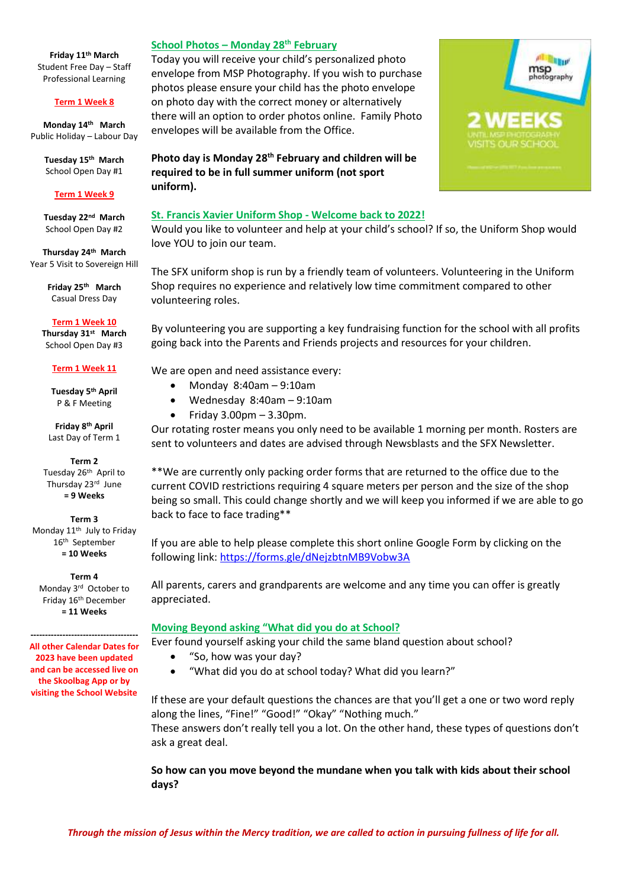**Friday 11th March**
Student Free Day – Staff Professional Learning

**Term 1 Week 8**

**Monday 14th March**
Public Holiday – Labour Day

**Tuesday 15th March**
School Open Day #1

**Term 1 Week 9**

**Tuesday 22nd March**
School Open Day #2

**Thursday 24th March**
Year 5 Visit to Sovereign Hill

**Friday 25th March**
Casual Dress Day

**Term 1 Week 10**

**Thursday 31st March**
School Open Day #3

**Term 1 Week 11**

**Tuesday 5th April**
P & F Meeting

**Friday 8th April**
Last Day of Term 1

**Term 2**
Tuesday 26th April to Thursday 23rd June
**= 9 Weeks**

**Term 3**
Monday 11th July to Friday 16th September
**= 10 Weeks**

**Term 4**
Monday 3rd October to Friday 16th December
**= 11 Weeks**

------------------------------------

**All other Calendar Dates for 2023 have been updated and can be accessed live on the Skoolbag App or by visiting the School Website**

## School Photos – Monday 28th February

Today you will receive your child's personalized photo envelope from MSP Photography. If you wish to purchase photos please ensure your child has the photo envelope on photo day with the correct money or alternatively there will an option to order photos online. Family Photo envelopes will be available from the Office.

**Photo day is Monday 28th February and children will be required to be in full summer uniform (not sport uniform).**

msp photography

2 WEEKS
UNTIL MSP PHOTOGRAPHY VISITS OUR SCHOOL

## St. Francis Xavier Uniform Shop - Welcome back to 2022!

Would you like to volunteer and help at your child's school? If so, the Uniform Shop would love YOU to join our team.

The SFX uniform shop is run by a friendly team of volunteers. Volunteering in the Uniform Shop requires no experience and relatively low time commitment compared to other volunteering roles.

By volunteering you are supporting a key fundraising function for the school with all profits going back into the Parents and Friends projects and resources for your children.

We are open and need assistance every:

- Monday 8:40am – 9:10am
- Wednesday 8:40am – 9:10am
- Friday 3.00pm – 3.30pm.

Our rotating roster means you only need to be available 1 morning per month. Rosters are sent to volunteers and dates are advised through Newsblasts and the SFX Newsletter.

**We are currently only packing order forms that are returned to the office due to the current COVID restrictions requiring 4 square meters per person and the size of the shop being so small. This could change shortly and we will keep you informed if we are able to go back to face to face trading**

If you are able to help please complete this short online Google Form by clicking on the following link: https://forms.gle/dNejzbtnMB9Vobw3A

All parents, carers and grandparents are welcome and any time you can offer is greatly appreciated.

## Moving Beyond asking "What did you do at School?

Ever found yourself asking your child the same bland question about school?

- "So, how was your day?
- "What did you do at school today? What did you learn?"

If these are your default questions the chances are that you'll get a one or two word reply along the lines, "Fine!" "Good!" "Okay" "Nothing much."
These answers don't really tell you a lot. On the other hand, these types of questions don't ask a great deal.

**So how can you move beyond the mundane when you talk with kids about their school days?**

***Through the mission of Jesus within the Mercy tradition, we are called to action in pursuing fullness of life for all.***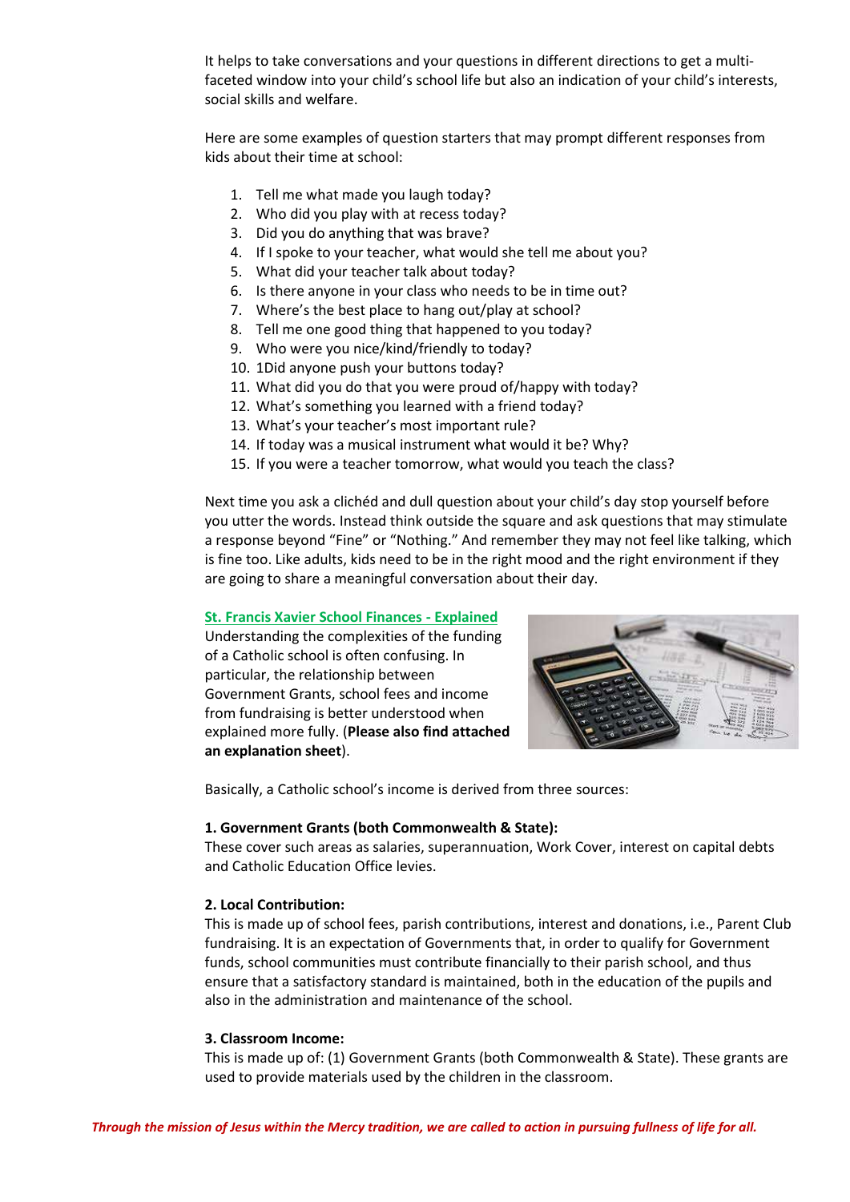It helps to take conversations and your questions in different directions to get a multi-faceted window into your child's school life but also an indication of your child's interests, social skills and welfare.

Here are some examples of question starters that may prompt different responses from kids about their time at school:

1. Tell me what made you laugh today?
2. Who did you play with at recess today?
3. Did you do anything that was brave?
4. If I spoke to your teacher, what would she tell me about you?
5. What did your teacher talk about today?
6. Is there anyone in your class who needs to be in time out?
7. Where's the best place to hang out/play at school?
8. Tell me one good thing that happened to you today?
9. Who were you nice/kind/friendly to today?
10. 1Did anyone push your buttons today?
11. What did you do that you were proud of/happy with today?
12. What's something you learned with a friend today?
13. What's your teacher's most important rule?
14. If today was a musical instrument what would it be? Why?
15. If you were a teacher tomorrow, what would you teach the class?

Next time you ask a clichéd and dull question about your child's day stop yourself before you utter the words. Instead think outside the square and ask questions that may stimulate a response beyond "Fine" or "Nothing." And remember they may not feel like talking, which is fine too. Like adults, kids need to be in the right mood and the right environment if they are going to share a meaningful conversation about their day.

**St. Francis Xavier School Finances - Explained**

Understanding the complexities of the funding of a Catholic school is often confusing. In particular, the relationship between Government Grants, school fees and income from fundraising is better understood when explained more fully. (**Please also find attached an explanation sheet**).

Basically, a Catholic school's income is derived from three sources:

**1. Government Grants (both Commonwealth & State):**
These cover such areas as salaries, superannuation, Work Cover, interest on capital debts and Catholic Education Office levies.

**2. Local Contribution:**
This is made up of school fees, parish contributions, interest and donations, i.e., Parent Club fundraising. It is an expectation of Governments that, in order to qualify for Government funds, school communities must contribute financially to their parish school, and thus ensure that a satisfactory standard is maintained, both in the education of the pupils and also in the administration and maintenance of the school.

**3. Classroom Income:**
This is made up of: (1) Government Grants (both Commonwealth & State). These grants are used to provide materials used by the children in the classroom.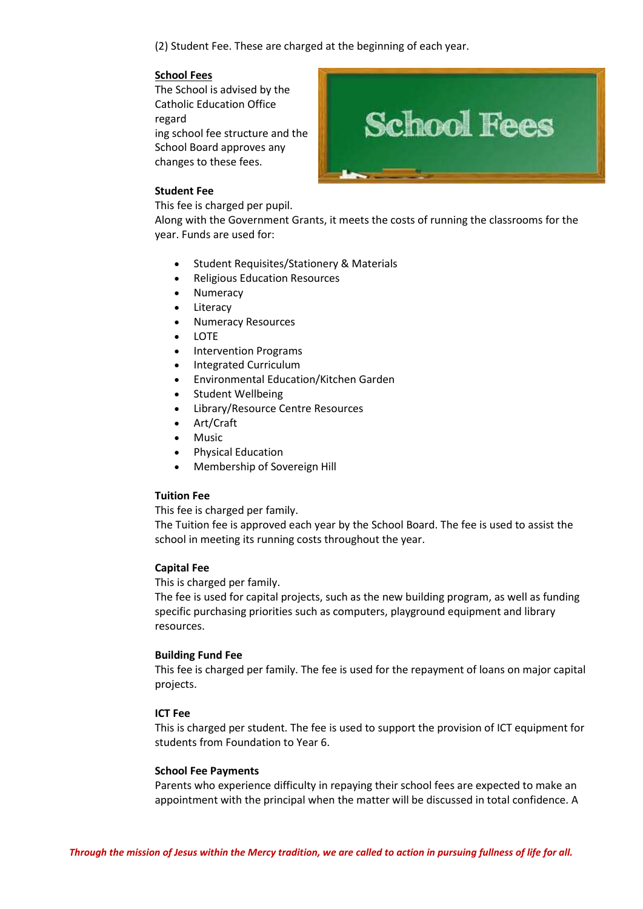(2) Student Fee. These are charged at the beginning of each year.

**School Fees**

The School is advised by the Catholic Education Office regarding school fee structure and the School Board approves any changes to these fees.

**Student Fee**

This fee is charged per pupil.
Along with the Government Grants, it meets the costs of running the classrooms for the year. Funds are used for:

- Student Requisites/Stationery & Materials
- Religious Education Resources
- Numeracy
- Literacy
- Numeracy Resources
- LOTE
- Intervention Programs
- Integrated Curriculum
- Environmental Education/Kitchen Garden
- Student Wellbeing
- Library/Resource Centre Resources
- Art/Craft
- Music
- Physical Education
- Membership of Sovereign Hill

**Tuition Fee**

This fee is charged per family.
The Tuition fee is approved each year by the School Board. The fee is used to assist the school in meeting its running costs throughout the year.

**Capital Fee**

This is charged per family.
The fee is used for capital projects, such as the new building program, as well as funding specific purchasing priorities such as computers, playground equipment and library resources.

**Building Fund Fee**

This fee is charged per family. The fee is used for the repayment of loans on major capital projects.

**ICT Fee**

This is charged per student. The fee is used to support the provision of ICT equipment for students from Foundation to Year 6.

**School Fee Payments**

Parents who experience difficulty in repaying their school fees are expected to make an appointment with the principal when the matter will be discussed in total confidence. A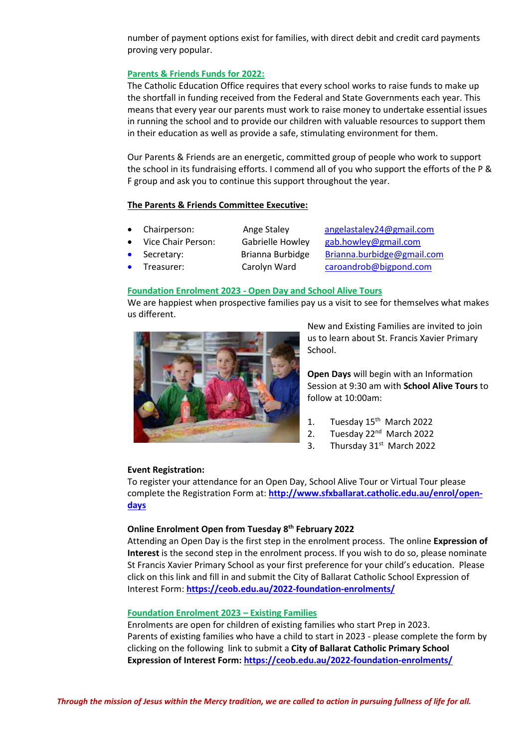number of payment options exist for families, with direct debit and credit card payments proving very popular.

**Parents & Friends Funds for 2022:**

The Catholic Education Office requires that every school works to raise funds to make up the shortfall in funding received from the Federal and State Governments each year. This means that every year our parents must work to raise money to undertake essential issues in running the school and to provide our children with valuable resources to support them in their education as well as provide a safe, stimulating environment for them.

Our Parents & Friends are an energetic, committed group of people who work to support the school in its fundraising efforts. I commend all of you who support the efforts of the P & F group and ask you to continue this support throughout the year.

**The Parents & Friends Committee Executive:**

- Chairperson: Ange Staley angelastaley24@gmail.com
- Vice Chair Person: Gabrielle Howley gab.howley@gmail.com
- Secretary: Brianna Burbidge Brianna.burbidge@gmail.com
- Treasurer: Carolyn Ward caroandrob@bigpond.com

**Foundation Enrolment 2023 - Open Day and School Alive Tours**

We are happiest when prospective families pay us a visit to see for themselves what makes us different.

New and Existing Families are invited to join us to learn about St. Francis Xavier Primary School.

**Open Days** will begin with an Information Session at 9:30 am with **School Alive Tours** to follow at 10:00am:

1. Tuesday 15th March 2022
2. Tuesday 22nd March 2022
3. Thursday 31st March 2022

**Event Registration:**

To register your attendance for an Open Day, School Alive Tour or Virtual Tour please complete the Registration Form at: **http://www.sfxballarat.catholic.edu.au/enrol/open-days**

**Online Enrolment Open from Tuesday 8th February 2022**

Attending an Open Day is the first step in the enrolment process. The online **Expression of Interest** is the second step in the enrolment process. If you wish to do so, please nominate St Francis Xavier Primary School as your first preference for your child's education. Please click on this link and fill in and submit the City of Ballarat Catholic School Expression of Interest Form: **https://ceob.edu.au/2022-foundation-enrolments/**

**Foundation Enrolment 2023 – Existing Families**

Enrolments are open for children of existing families who start Prep in 2023.
Parents of existing families who have a child to start in 2023 - please complete the form by clicking on the following link to submit a **City of Ballarat Catholic Primary School Expression of Interest Form: https://ceob.edu.au/2022-foundation-enrolments/**

***Through the mission of Jesus within the Mercy tradition, we are called to action in pursuing fullness of life for all.***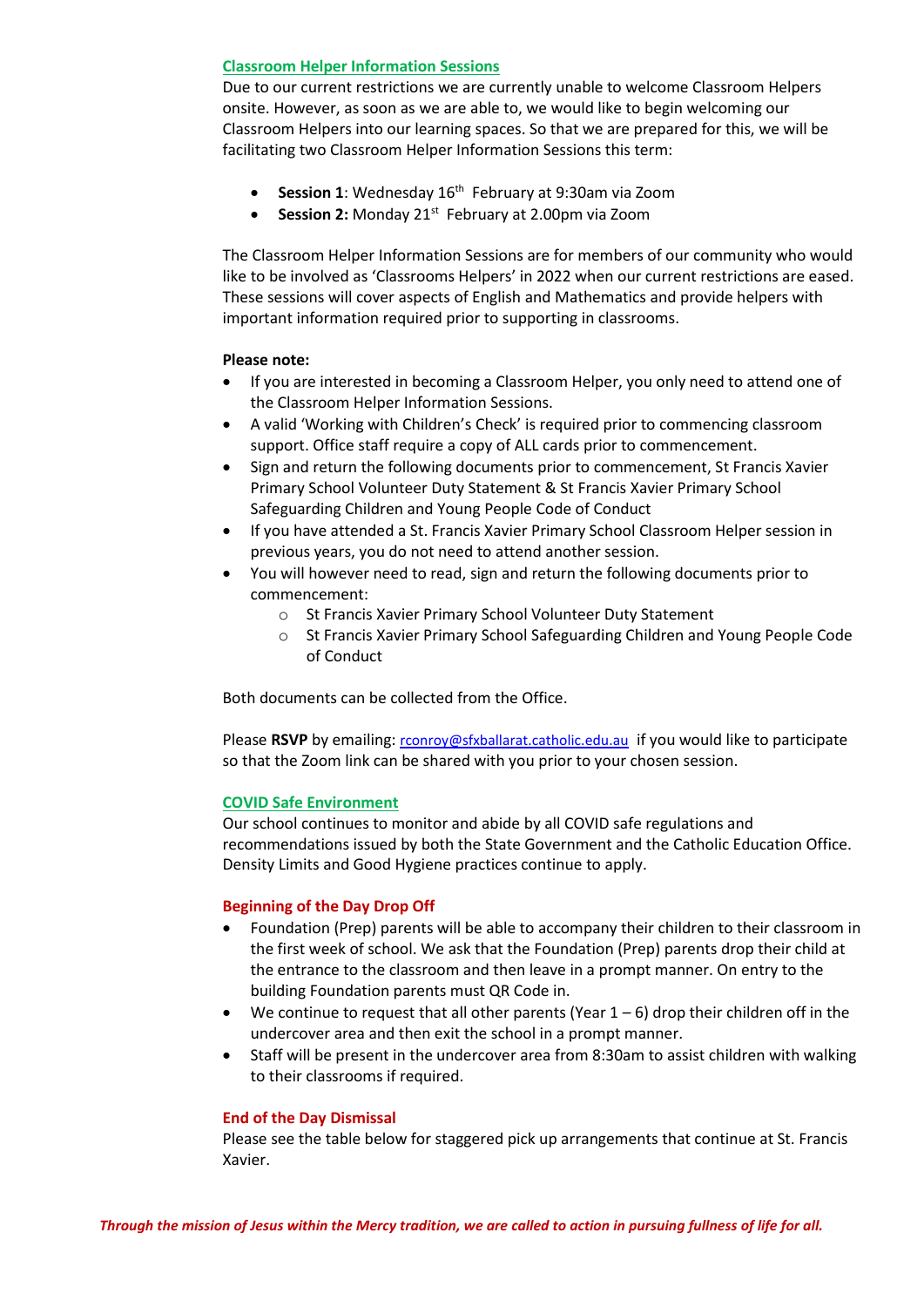## Classroom Helper Information Sessions

Due to our current restrictions we are currently unable to welcome Classroom Helpers onsite. However, as soon as we are able to, we would like to begin welcoming our Classroom Helpers into our learning spaces. So that we are prepared for this, we will be facilitating two Classroom Helper Information Sessions this term:

- **Session 1**: Wednesday 16th February at 9:30am via Zoom
- **Session 2:** Monday 21st February at 2.00pm via Zoom

The Classroom Helper Information Sessions are for members of our community who would like to be involved as 'Classrooms Helpers' in 2022 when our current restrictions are eased. These sessions will cover aspects of English and Mathematics and provide helpers with important information required prior to supporting in classrooms.

**Please note:**

- If you are interested in becoming a Classroom Helper, you only need to attend one of the Classroom Helper Information Sessions.
- A valid 'Working with Children's Check' is required prior to commencing classroom support. Office staff require a copy of ALL cards prior to commencement.
- Sign and return the following documents prior to commencement, St Francis Xavier Primary School Volunteer Duty Statement & St Francis Xavier Primary School Safeguarding Children and Young People Code of Conduct
- If you have attended a St. Francis Xavier Primary School Classroom Helper session in previous years, you do not need to attend another session.
- You will however need to read, sign and return the following documents prior to commencement:
  - St Francis Xavier Primary School Volunteer Duty Statement
  - St Francis Xavier Primary School Safeguarding Children and Young People Code of Conduct

Both documents can be collected from the Office.

Please **RSVP** by emailing: rconroy@sfxballarat.catholic.edu.au if you would like to participate so that the Zoom link can be shared with you prior to your chosen session.

## COVID Safe Environment

Our school continues to monitor and abide by all COVID safe regulations and recommendations issued by both the State Government and the Catholic Education Office. Density Limits and Good Hygiene practices continue to apply.

### Beginning of the Day Drop Off

- Foundation (Prep) parents will be able to accompany their children to their classroom in the first week of school. We ask that the Foundation (Prep) parents drop their child at the entrance to the classroom and then leave in a prompt manner. On entry to the building Foundation parents must QR Code in.
- We continue to request that all other parents (Year 1 – 6) drop their children off in the undercover area and then exit the school in a prompt manner.
- Staff will be present in the undercover area from 8:30am to assist children with walking to their classrooms if required.

### End of the Day Dismissal

Please see the table below for staggered pick up arrangements that continue at St. Francis Xavier.

*Through the mission of Jesus within the Mercy tradition, we are called to action in pursuing fullness of life for all.*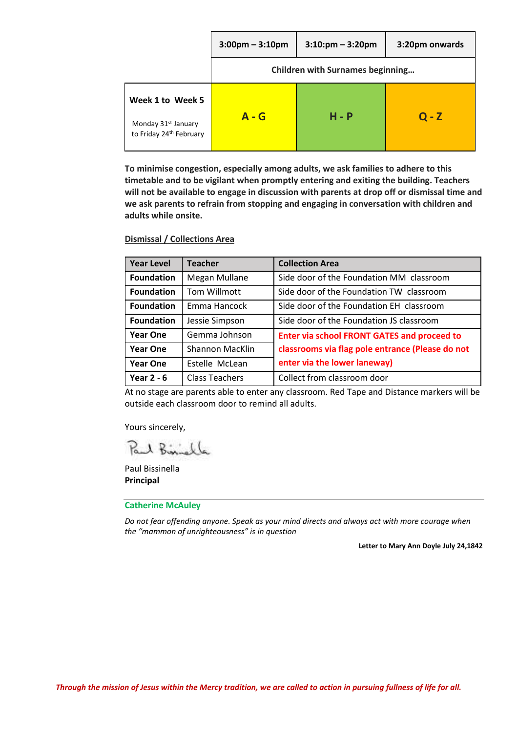| | 3:00pm – 3:10pm | 3:10pm – 3:20pm | 3:20pm onwards |
|---|---|---|---|
| | Children with Surnames beginning… | | |
| **Week 1 to Week 5**<br>Monday 31st January to Friday 24th February | **A - G** | **H - P** | **Q - Z** |

**To minimise congestion, especially among adults, we ask families to adhere to this timetable and to be vigilant when promptly entering and exiting the building. Teachers will not be available to engage in discussion with parents at drop off or dismissal time and we ask parents to refrain from stopping and engaging in conversation with children and adults while onsite.**

**Dismissal / Collections Area**

| Year Level | Teacher | Collection Area |
|---|---|---|
| **Foundation** | Megan Mullane | Side door of the Foundation MM classroom |
| **Foundation** | Tom Willmott | Side door of the Foundation TW classroom |
| **Foundation** | Emma Hancock | Side door of the Foundation EH classroom |
| **Foundation** | Jessie Simpson | Side door of the Foundation JS classroom |
| **Year One** | Gemma Johnson | **Enter via school FRONT GATES and proceed to classrooms via flag pole entrance (Please do not enter via the lower laneway)** |
| **Year One** | Shannon MacKlin | |
| **Year One** | Estelle McLean | |
| **Year 2 - 6** | Class Teachers | Collect from classroom door |

At no stage are parents able to enter any classroom. Red Tape and Distance markers will be outside each classroom door to remind all adults.

Yours sincerely,

Paul Bissinella
**Principal**

---

**Catherine McAuley**

*Do not fear offending anyone. Speak as your mind directs and always act with more courage when the "mammon of unrighteousness" is in question*

**Letter to Mary Ann Doyle July 24,1842**

***Through the mission of Jesus within the Mercy tradition, we are called to action in pursuing fullness of life for all.***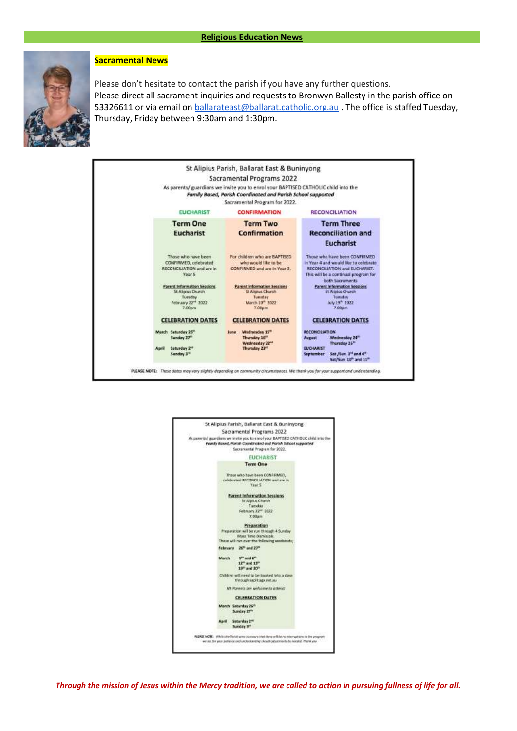## Religious Education News

### Sacramental News

Please don't hesitate to contact the parish if you have any further questions.
Please direct all sacrament inquiries and requests to Bronwyn Ballesty in the parish office on 53326611 or via email on ballarateast@ballarat.catholic.org.au . The office is staffed Tuesday, Thursday, Friday between 9:30am and 1:30pm.

St Alipius Parish, Ballarat East & Buninyong
Sacramental Programs 2022
As parents/ guardians we invite you to enrol your BAPTISED CATHOLIC child into the *Family Based, Parish Coordinated and Parish School supported* Sacramental Program for 2022.

| EUCHARIST | CONFIRMATION | RECONCILIATION |
|---|---|---|
| **Term One Eucharist** | **Term Two Confirmation** | **Term Three Reconciliation and Eucharist** |
| Those who have been CONFIRMED, celebrated RECONCILIATION and are in Year 5 | For children who are BAPTISED who would like to be CONFIRMED and are in Year 3. | Those who have been CONFIRMED in Year 4 and would like to celebrate RECONCILIATION and EUCHARIST. This will be a continual program for both Sacraments |
| **Parent Information Sessions** St Alipius Church, Tuesday, February 22nd 2022, 7.00pm | **Parent Information Sessions** St Alipius Church, Tuesday, March 10th 2022, 7.00pm | **Parent Information Sessions** St Alipius Church, Tuesday, July 19th 2022, 7.00pm |
| **CELEBRATION DATES** | **CELEBRATION DATES** | **CELEBRATION DATES** |
| March: Saturday 26th, Sunday 27th; April: Saturday 2nd, Sunday 3rd | June: Wednesday 15th, Thursday 16th, Wednesday 22nd, Thursday 23rd | RECONCILIATION August: Wednesday 24th, Thursday 25th; EUCHARIST September: Sat /Sun 3rd and 4th, Sat/Sun 10th and 11th |

PLEASE NOTE: *These dates may vary slightly depending on community circumstances. We thank you for your support and understanding.*

St Alipius Parish, Ballarat East & Buninyong
Sacramental Programs 2022
As parents/ guardians we invite you to enrol your BAPTISED CATHOLIC child into the *Family Based, Parish Coordinated and Parish School supported* Sacramental Program for 2022.

EUCHARIST
**Term One**

Those who have been CONFIRMED, celebrated RECONCILIATION and are in Year 5

**Parent Information Sessions**
St Alipius Church
Tuesday
February 22nd 2022
7.00pm

**Preparation**
Preparation will be run through 4 Sunday Mass Time Dismissals.
These will run over the following weekends;

February 26th and 27th

March 5th and 6th
12th and 13th
19th and 20th

Children will need to be booked into a class through trybooking.net.au

*NB Parents are welcome to attend.*

**CELEBRATION DATES**

March Saturday 26th
Sunday 27th

April Saturday 2nd
Sunday 3rd

PLEASE NOTE: *Whilst the Parish aims to ensure that there will be no interruptions to the program we ask for your patience and understanding should adjustments be needed. Thank you*

***Through the mission of Jesus within the Mercy tradition, we are called to action in pursuing fullness of life for all.***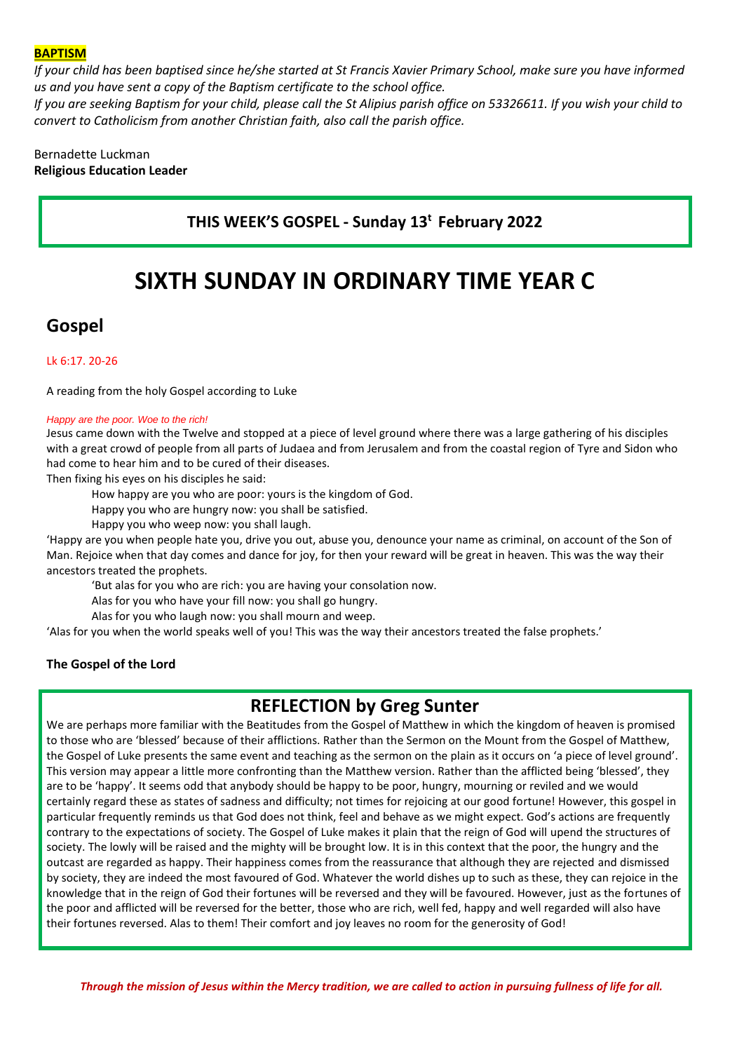**BAPTISM**

*If your child has been baptised since he/she started at St Francis Xavier Primary School, make sure you have informed us and you have sent a copy of the Baptism certificate to the school office.*

*If you are seeking Baptism for your child, please call the St Alipius parish office on 53326611. If you wish your child to convert to Catholicism from another Christian faith, also call the parish office.*

Bernadette Luckman
**Religious Education Leader**

**THIS WEEK'S GOSPEL - Sunday 13t February 2022**

# SIXTH SUNDAY IN ORDINARY TIME YEAR C

## Gospel

Lk 6:17. 20-26

A reading from the holy Gospel according to Luke

*Happy are the poor. Woe to the rich!*

Jesus came down with the Twelve and stopped at a piece of level ground where there was a large gathering of his disciples with a great crowd of people from all parts of Judaea and from Jerusalem and from the coastal region of Tyre and Sidon who had come to hear him and to be cured of their diseases.

Then fixing his eyes on his disciples he said:

How happy are you who are poor: yours is the kingdom of God.
Happy you who are hungry now: you shall be satisfied.
Happy you who weep now: you shall laugh.

'Happy are you when people hate you, drive you out, abuse you, denounce your name as criminal, on account of the Son of Man. Rejoice when that day comes and dance for joy, for then your reward will be great in heaven. This was the way their ancestors treated the prophets.

'But alas for you who are rich: you are having your consolation now.
Alas for you who have your fill now: you shall go hungry.
Alas for you who laugh now: you shall mourn and weep.

'Alas for you when the world speaks well of you! This was the way their ancestors treated the false prophets.'

**The Gospel of the Lord**

## REFLECTION by Greg Sunter

We are perhaps more familiar with the Beatitudes from the Gospel of Matthew in which the kingdom of heaven is promised to those who are 'blessed' because of their afflictions. Rather than the Sermon on the Mount from the Gospel of Matthew, the Gospel of Luke presents the same event and teaching as the sermon on the plain as it occurs on 'a piece of level ground'. This version may appear a little more confronting than the Matthew version. Rather than the afflicted being 'blessed', they are to be 'happy'. It seems odd that anybody should be happy to be poor, hungry, mourning or reviled and we would certainly regard these as states of sadness and difficulty; not times for rejoicing at our good fortune! However, this gospel in particular frequently reminds us that God does not think, feel and behave as we might expect. God's actions are frequently contrary to the expectations of society. The Gospel of Luke makes it plain that the reign of God will upend the structures of society. The lowly will be raised and the mighty will be brought low. It is in this context that the poor, the hungry and the outcast are regarded as happy. Their happiness comes from the reassurance that although they are rejected and dismissed by society, they are indeed the most favoured of God. Whatever the world dishes up to such as these, they can rejoice in the knowledge that in the reign of God their fortunes will be reversed and they will be favoured. However, just as the fortunes of the poor and afflicted will be reversed for the better, those who are rich, well fed, happy and well regarded will also have their fortunes reversed. Alas to them! Their comfort and joy leaves no room for the generosity of God!

***Through the mission of Jesus within the Mercy tradition, we are called to action in pursuing fullness of life for all.***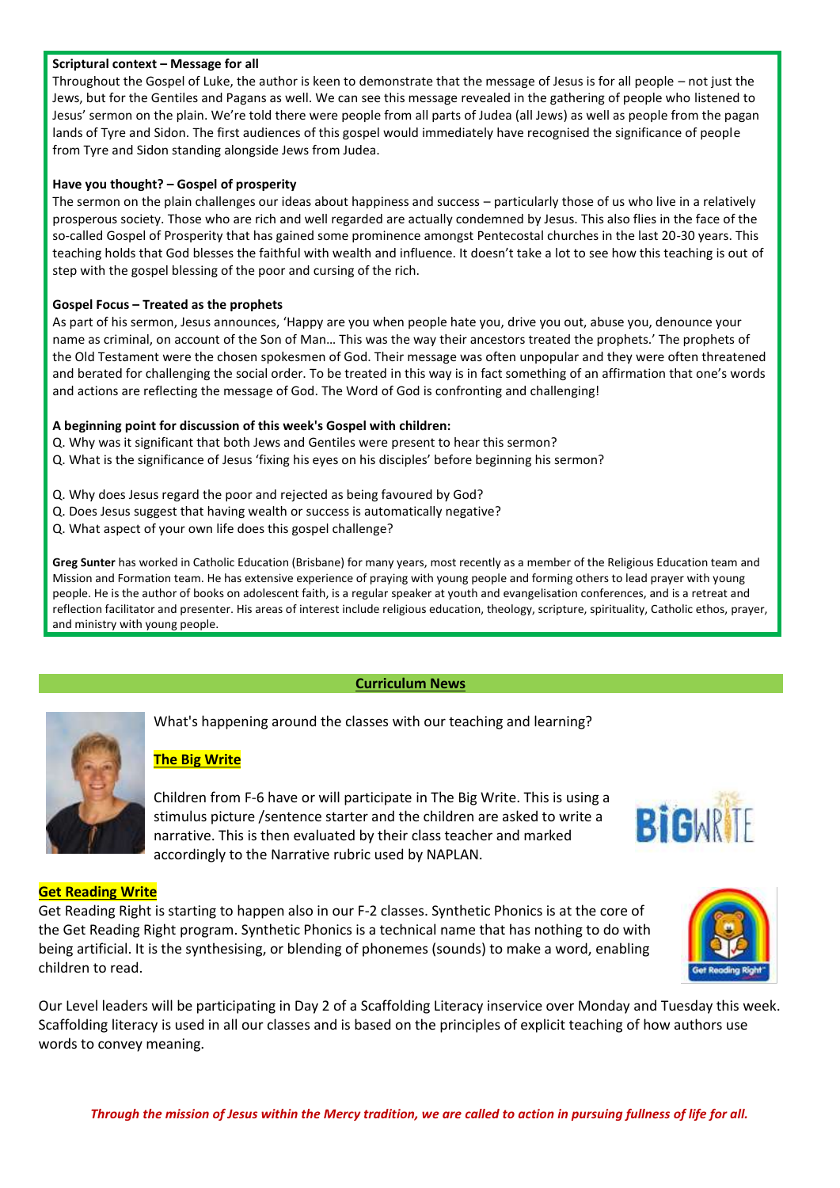**Scriptural context – Message for all**

Throughout the Gospel of Luke, the author is keen to demonstrate that the message of Jesus is for all people – not just the Jews, but for the Gentiles and Pagans as well. We can see this message revealed in the gathering of people who listened to Jesus' sermon on the plain. We're told there were people from all parts of Judea (all Jews) as well as people from the pagan lands of Tyre and Sidon. The first audiences of this gospel would immediately have recognised the significance of people from Tyre and Sidon standing alongside Jews from Judea.

**Have you thought? – Gospel of prosperity**

The sermon on the plain challenges our ideas about happiness and success – particularly those of us who live in a relatively prosperous society. Those who are rich and well regarded are actually condemned by Jesus. This also flies in the face of the so-called Gospel of Prosperity that has gained some prominence amongst Pentecostal churches in the last 20-30 years. This teaching holds that God blesses the faithful with wealth and influence. It doesn't take a lot to see how this teaching is out of step with the gospel blessing of the poor and cursing of the rich.

**Gospel Focus – Treated as the prophets**

As part of his sermon, Jesus announces, 'Happy are you when people hate you, drive you out, abuse you, denounce your name as criminal, on account of the Son of Man… This was the way their ancestors treated the prophets.' The prophets of the Old Testament were the chosen spokesmen of God. Their message was often unpopular and they were often threatened and berated for challenging the social order. To be treated in this way is in fact something of an affirmation that one's words and actions are reflecting the message of God. The Word of God is confronting and challenging!

**A beginning point for discussion of this week's Gospel with children:**

Q. Why was it significant that both Jews and Gentiles were present to hear this sermon?
Q. What is the significance of Jesus 'fixing his eyes on his disciples' before beginning his sermon?

Q. Why does Jesus regard the poor and rejected as being favoured by God?
Q. Does Jesus suggest that having wealth or success is automatically negative?
Q. What aspect of your own life does this gospel challenge?

**Greg Sunter** has worked in Catholic Education (Brisbane) for many years, most recently as a member of the Religious Education team and Mission and Formation team. He has extensive experience of praying with young people and forming others to lead prayer with young people. He is the author of books on adolescent faith, is a regular speaker at youth and evangelisation conferences, and is a retreat and reflection facilitator and presenter. His areas of interest include religious education, theology, scripture, spirituality, Catholic ethos, prayer, and ministry with young people.

## Curriculum News

What's happening around the classes with our teaching and learning?

### The Big Write

Children from F-6 have or will participate in The Big Write. This is using a stimulus picture /sentence starter and the children are asked to write a narrative. This is then evaluated by their class teacher and marked accordingly to the Narrative rubric used by NAPLAN.

### Get Reading Write

Get Reading Right is starting to happen also in our F-2 classes. Synthetic Phonics is at the core of the Get Reading Right program. Synthetic Phonics is a technical name that has nothing to do with being artificial. It is the synthesising, or blending of phonemes (sounds) to make a word, enabling children to read.

Our Level leaders will be participating in Day 2 of a Scaffolding Literacy inservice over Monday and Tuesday this week. Scaffolding literacy is used in all our classes and is based on the principles of explicit teaching of how authors use words to convey meaning.

***Through the mission of Jesus within the Mercy tradition, we are called to action in pursuing fullness of life for all.***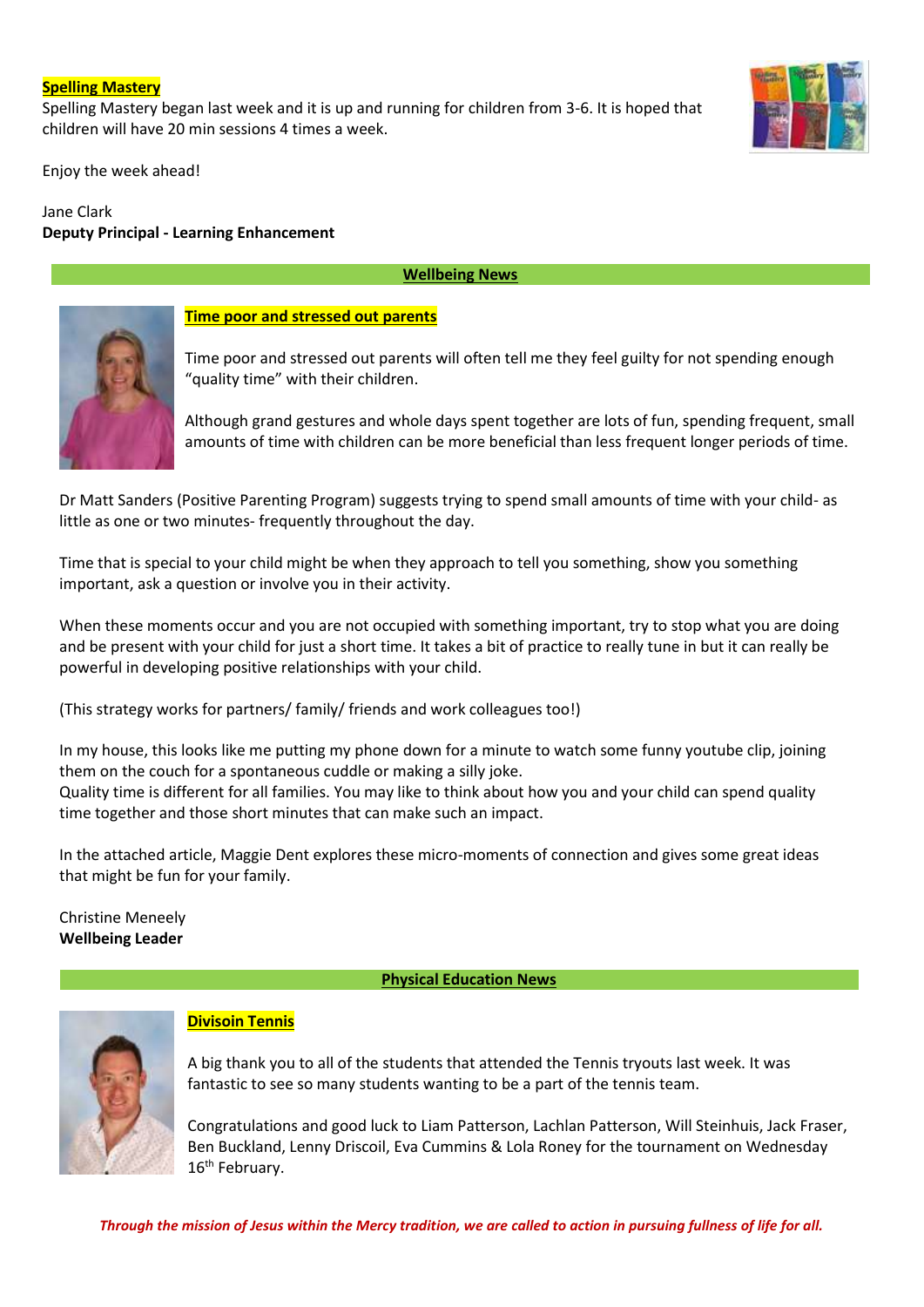**Spelling Mastery**

Spelling Mastery began last week and it is up and running for children from 3-6. It is hoped that children will have 20 min sessions 4 times a week.

Enjoy the week ahead!

Jane Clark
**Deputy Principal - Learning Enhancement**

## Wellbeing News

**Time poor and stressed out parents**

Time poor and stressed out parents will often tell me they feel guilty for not spending enough "quality time" with their children.

Although grand gestures and whole days spent together are lots of fun, spending frequent, small amounts of time with children can be more beneficial than less frequent longer periods of time.

Dr Matt Sanders (Positive Parenting Program) suggests trying to spend small amounts of time with your child- as little as one or two minutes- frequently throughout the day.

Time that is special to your child might be when they approach to tell you something, show you something important, ask a question or involve you in their activity.

When these moments occur and you are not occupied with something important, try to stop what you are doing and be present with your child for just a short time. It takes a bit of practice to really tune in but it can really be powerful in developing positive relationships with your child.

(This strategy works for partners/ family/ friends and work colleagues too!)

In my house, this looks like me putting my phone down for a minute to watch some funny youtube clip, joining them on the couch for a spontaneous cuddle or making a silly joke.
Quality time is different for all families. You may like to think about how you and your child can spend quality time together and those short minutes that can make such an impact.

In the attached article, Maggie Dent explores these micro-moments of connection and gives some great ideas that might be fun for your family.

Christine Meneely
**Wellbeing Leader**

## Physical Education News

**Divisoin Tennis**

A big thank you to all of the students that attended the Tennis tryouts last week. It was fantastic to see so many students wanting to be a part of the tennis team.

Congratulations and good luck to Liam Patterson, Lachlan Patterson, Will Steinhuis, Jack Fraser, Ben Buckland, Lenny Driscoil, Eva Cummins & Lola Roney for the tournament on Wednesday 16th February.

***Through the mission of Jesus within the Mercy tradition, we are called to action in pursuing fullness of life for all.***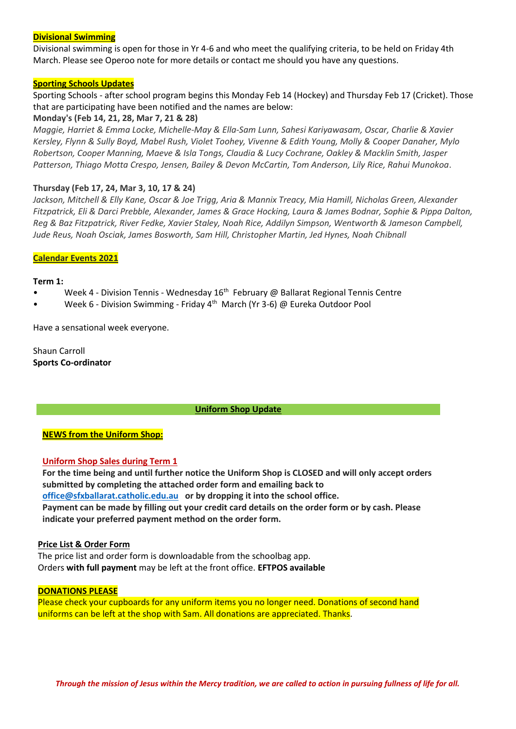### Divisional Swimming

Divisional swimming is open for those in Yr 4-6 and who meet the qualifying criteria, to be held on Friday 4th March. Please see Operoo note for more details or contact me should you have any questions.

### Sporting Schools Updates

Sporting Schools - after school program begins this Monday Feb 14 (Hockey) and Thursday Feb 17 (Cricket). Those that are participating have been notified and the names are below:

**Monday's (Feb 14, 21, 28, Mar 7, 21 & 28)**

*Maggie, Harriet & Emma Locke, Michelle-May & Ella-Sam Lunn, Sahesi Kariyawasam, Oscar, Charlie & Xavier Kersley, Flynn & Sully Boyd, Mabel Rush, Violet Toohey, Vivenne & Edith Young, Molly & Cooper Danaher, Mylo Robertson, Cooper Manning, Maeve & Isla Tongs, Claudia & Lucy Cochrane, Oakley & Macklin Smith, Jasper Patterson, Thiago Motta Crespo, Jensen, Bailey & Devon McCartin, Tom Anderson, Lily Rice, Rahui Munokoa*.

**Thursday (Feb 17, 24, Mar 3, 10, 17 & 24)**

*Jackson, Mitchell & Elly Kane, Oscar & Joe Trigg, Aria & Mannix Treacy, Mia Hamill, Nicholas Green, Alexander Fitzpatrick, Eli & Darci Prebble, Alexander, James & Grace Hocking, Laura & James Bodnar, Sophie & Pippa Dalton, Reg & Baz Fitzpatrick, River Fedke, Xavier Staley, Noah Rice, Addilyn Simpson, Wentworth & Jameson Campbell, Jude Reus, Noah Osciak, James Bosworth, Sam Hill, Christopher Martin, Jed Hynes, Noah Chibnall*

### Calendar Events 2021

**Term 1:**

- Week 4 - Division Tennis - Wednesday 16th February @ Ballarat Regional Tennis Centre
- Week 6 - Division Swimming - Friday 4th March (Yr 3-6) @ Eureka Outdoor Pool

Have a sensational week everyone.

Shaun Carroll
**Sports Co-ordinator**

## Uniform Shop Update

### NEWS from the Uniform Shop:

**Uniform Shop Sales during Term 1**

**For the time being and until further notice the Uniform Shop is CLOSED and will only accept orders submitted by completing the attached order form and emailing back to office@sfxballarat.catholic.edu.au or by dropping it into the school office.**
**Payment can be made by filling out your credit card details on the order form or by cash. Please indicate your preferred payment method on the order form.**

**Price List & Order Form**

The price list and order form is downloadable from the schoolbag app.
Orders **with full payment** may be left at the front office. **EFTPOS available**

**DONATIONS PLEASE**

Please check your cupboards for any uniform items you no longer need. Donations of second hand uniforms can be left at the shop with Sam. All donations are appreciated. Thanks.

*Through the mission of Jesus within the Mercy tradition, we are called to action in pursuing fullness of life for all.*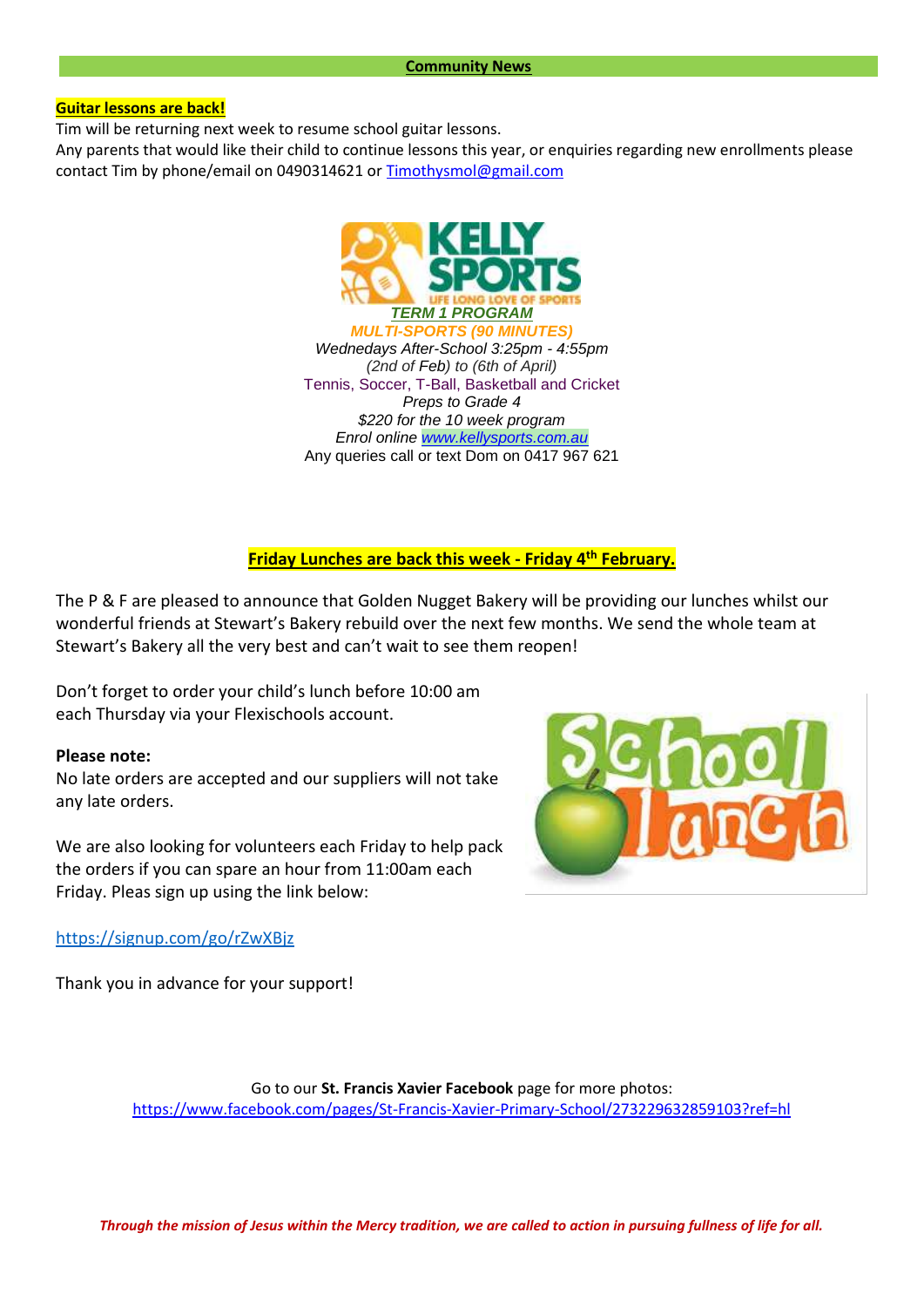## Community News

**Guitar lessons are back!**

Tim will be returning next week to resume school guitar lessons.

Any parents that would like their child to continue lessons this year, or enquiries regarding new enrollments please contact Tim by phone/email on 0490314621 or Timothysmol@gmail.com

***TERM 1 PROGRAM***

***MULTI-SPORTS (90 MINUTES)***

*Wednedays After-School 3:25pm - 4:55pm*

*(2nd of Feb) to (6th of April)*

Tennis, Soccer, T-Ball, Basketball and Cricket

*Preps to Grade 4*

*$220 for the 10 week program*

*Enrol online www.kellysports.com.au*

Any queries call or text Dom on 0417 967 621

**Friday Lunches are back this week - Friday 4th February.**

The P & F are pleased to announce that Golden Nugget Bakery will be providing our lunches whilst our wonderful friends at Stewart's Bakery rebuild over the next few months. We send the whole team at Stewart's Bakery all the very best and can't wait to see them reopen!

Don't forget to order your child's lunch before 10:00 am each Thursday via your Flexischools account.

**Please note:**

No late orders are accepted and our suppliers will not take any late orders.

We are also looking for volunteers each Friday to help pack the orders if you can spare an hour from 11:00am each Friday. Pleas sign up using the link below:

https://signup.com/go/rZwXBjz

Thank you in advance for your support!

Go to our **St. Francis Xavier Facebook** page for more photos:
https://www.facebook.com/pages/St-Francis-Xavier-Primary-School/273229632859103?ref=hl

***Through the mission of Jesus within the Mercy tradition, we are called to action in pursuing fullness of life for all.***